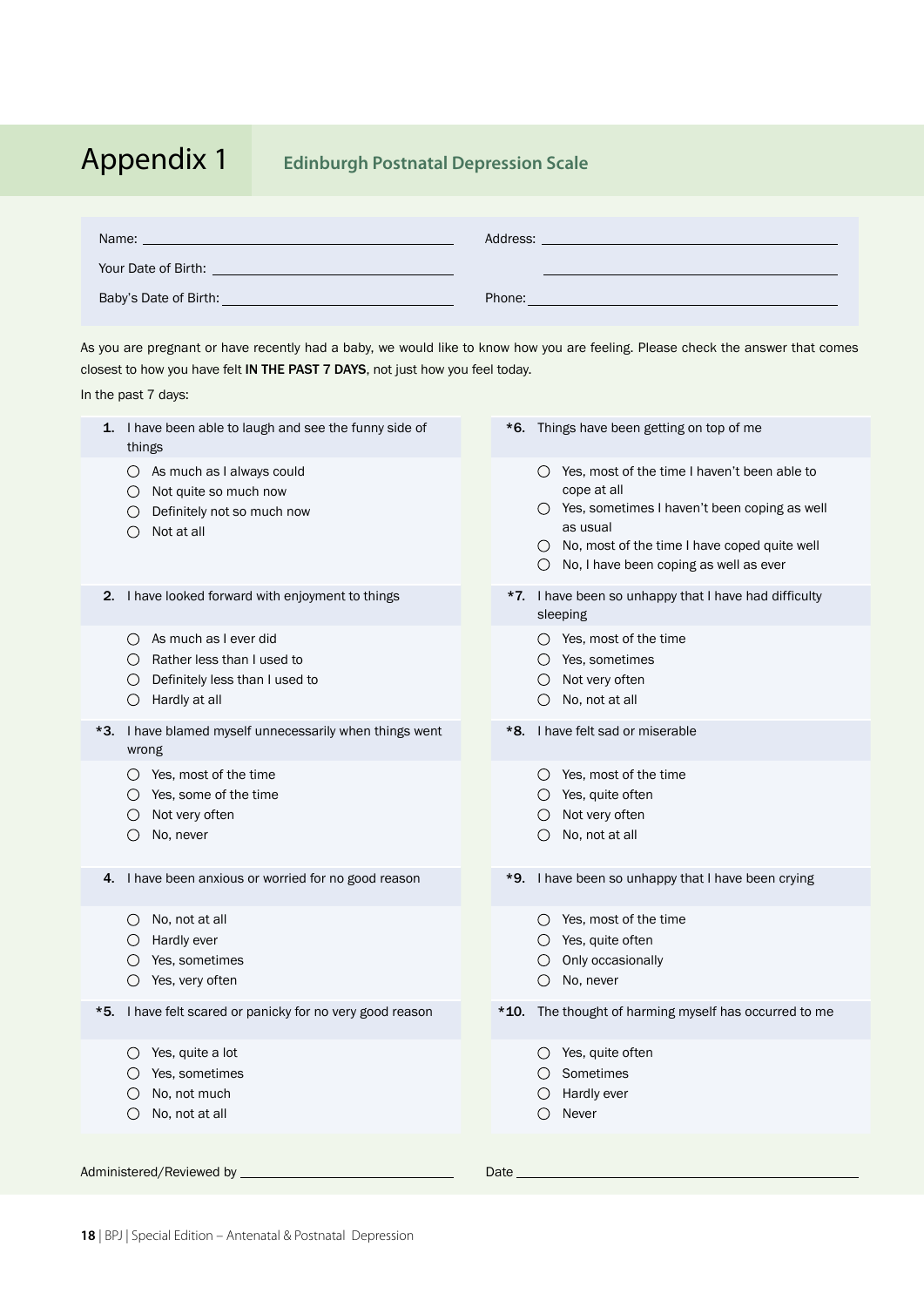# Appendix 1

## Edinburgh Postnatal Depression Scale

Name: ______________________ Address: ______________________

Your Date of Birth: ______________________ ______________________

Baby's Date of Birth: ______________________ Phone: ______________________

As you are pregnant or have recently had a baby, we would like to know how you are feeling. Please check the answer that comes closest to how you have felt **IN THE PAST 7 DAYS**, not just how you feel today.

In the past 7 days:

**1.** I have been able to laugh and see the funny side of things

- ○ As much as I always could
- ○ Not quite so much now
- ○ Definitely not so much now
- ○ Not at all

**2.** I have looked forward with enjoyment to things

- ○ As much as I ever did
- ○ Rather less than I used to
- ○ Definitely less than I used to
- ○ Hardly at all

**\*3.** I have blamed myself unnecessarily when things went wrong

- ○ Yes, most of the time
- ○ Yes, some of the time
- ○ Not very often
- ○ No, never

**4.** I have been anxious or worried for no good reason

- ○ No, not at all
- ○ Hardly ever
- ○ Yes, sometimes
- ○ Yes, very often

**\*5.** I have felt scared or panicky for no very good reason

- ○ Yes, quite a lot
- ○ Yes, sometimes
- ○ No, not much
- ○ No, not at all

**\*6.** Things have been getting on top of me

- ○ Yes, most of the time I haven't been able to cope at all
- ○ Yes, sometimes I haven't been coping as well as usual
- ○ No, most of the time I have coped quite well
- ○ No, I have been coping as well as ever

**\*7.** I have been so unhappy that I have had difficulty sleeping

- ○ Yes, most of the time
- ○ Yes, sometimes
- ○ Not very often
- ○ No, not at all

**\*8.** I have felt sad or miserable

- ○ Yes, most of the time
- ○ Yes, quite often
- ○ Not very often
- ○ No, not at all

**\*9.** I have been so unhappy that I have been crying

- ○ Yes, most of the time
- ○ Yes, quite often
- ○ Only occasionally
- ○ No, never

**\*10.** The thought of harming myself has occurred to me

- ○ Yes, quite often
- ○ Sometimes
- ○ Hardly ever
- ○ Never

Administered/Reviewed by ______________________ Date ______________________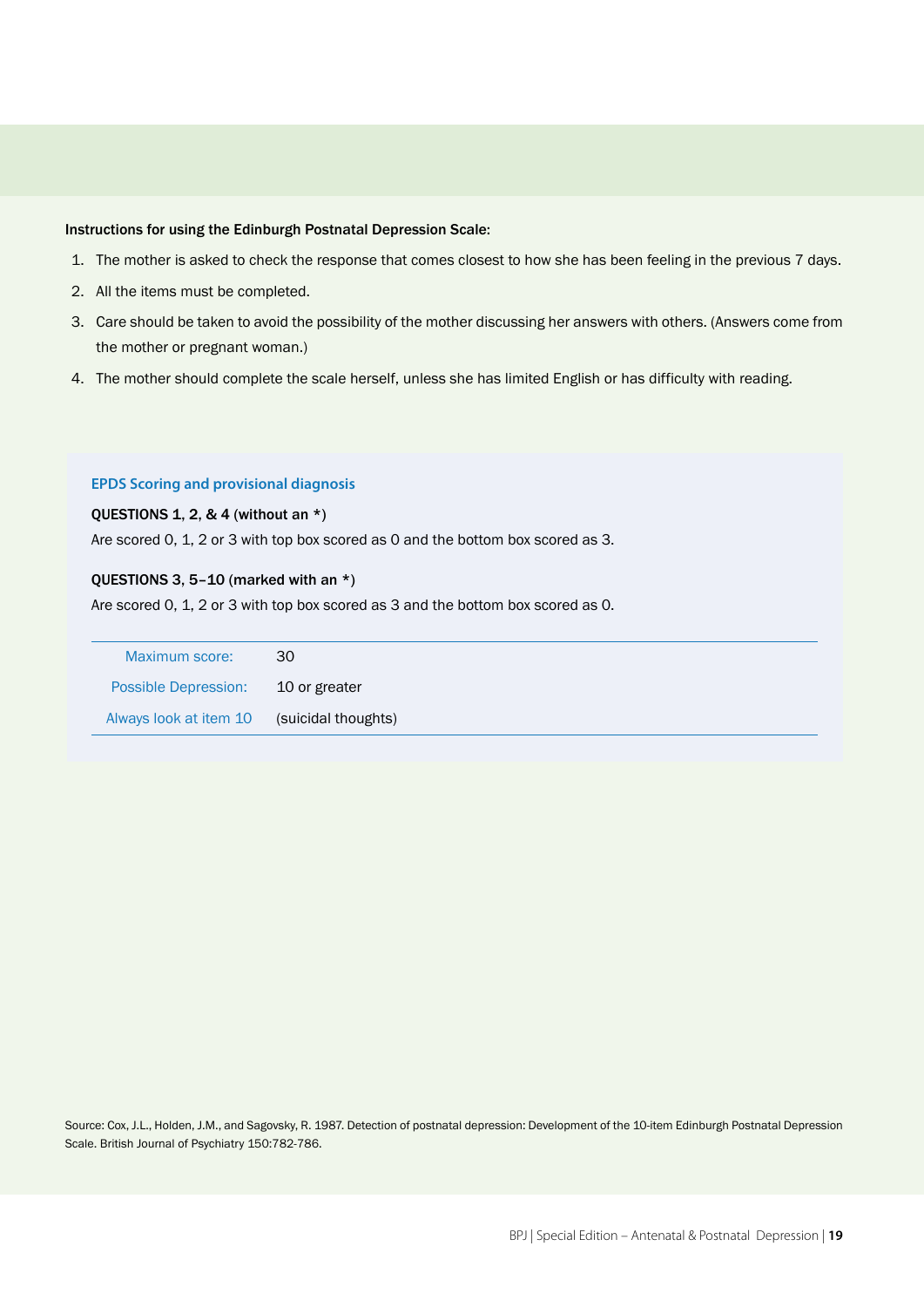**Instructions for using the Edinburgh Postnatal Depression Scale:**

1. The mother is asked to check the response that comes closest to how she has been feeling in the previous 7 days.
2. All the items must be completed.
3. Care should be taken to avoid the possibility of the mother discussing her answers with others. (Answers come from the mother or pregnant woman.)
4. The mother should complete the scale herself, unless she has limited English or has difficulty with reading.

### EPDS Scoring and provisional diagnosis

**QUESTIONS 1, 2, & 4** (without an *)

Are scored 0, 1, 2 or 3 with top box scored as 0 and the bottom box scored as 3.

**QUESTIONS 3, 5–10** (marked with an *)

Are scored 0, 1, 2 or 3 with top box scored as 3 and the bottom box scored as 0.

| | |
|---|---|
| Maximum score: | 30 |
| Possible Depression: | 10 or greater |
| Always look at item 10 | (suicidal thoughts) |

Source: Cox, J.L., Holden, J.M., and Sagovsky, R. 1987. Detection of postnatal depression: Development of the 10-item Edinburgh Postnatal Depression Scale. British Journal of Psychiatry 150:782-786.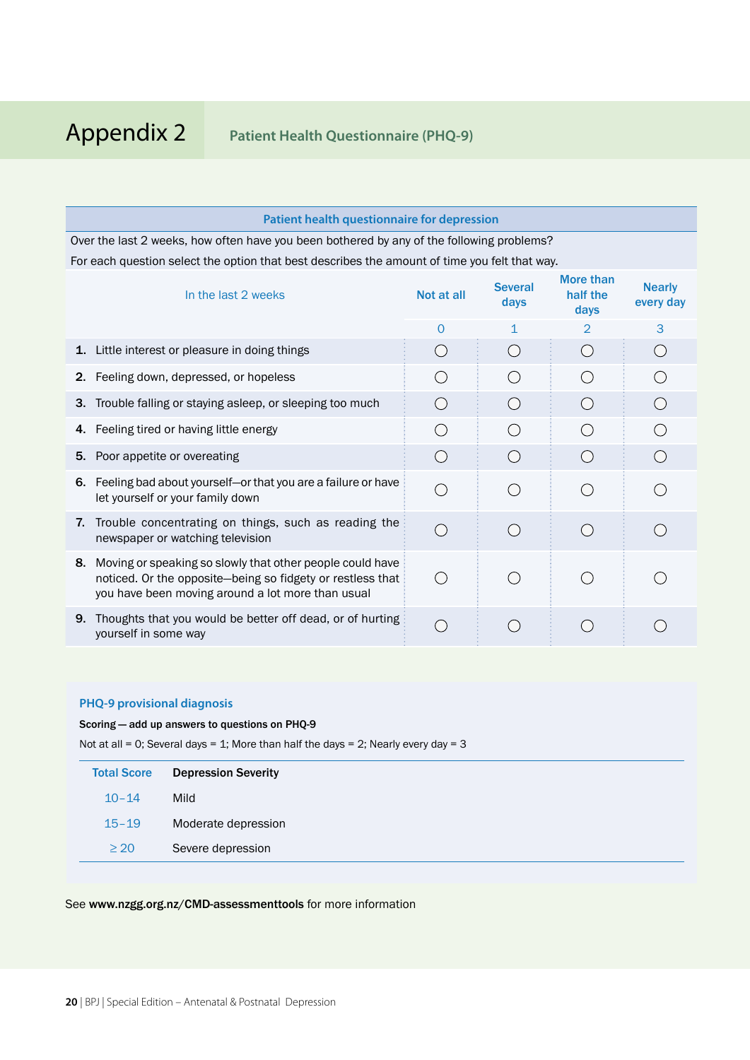# Appendix 2

## Patient Health Questionnaire (PHQ-9)

| Patient health questionnaire for depression | | | | |
|---|---|---|---|---|
| Over the last 2 weeks, how often have you been bothered by any of the following problems? For each question select the option that best describes the amount of time you felt that way. | | | | |
| In the last 2 weeks | Not at all | Several days | More than half the days | Nearly every day |
| | 0 | 1 | 2 | 3 |
| **1.** Little interest or pleasure in doing things | ◯ | ◯ | ◯ | ◯ |
| **2.** Feeling down, depressed, or hopeless | ◯ | ◯ | ◯ | ◯ |
| **3.** Trouble falling or staying asleep, or sleeping too much | ◯ | ◯ | ◯ | ◯ |
| **4.** Feeling tired or having little energy | ◯ | ◯ | ◯ | ◯ |
| **5.** Poor appetite or overeating | ◯ | ◯ | ◯ | ◯ |
| **6.** Feeling bad about yourself—or that you are a failure or have let yourself or your family down | ◯ | ◯ | ◯ | ◯ |
| **7.** Trouble concentrating on things, such as reading the newspaper or watching television | ◯ | ◯ | ◯ | ◯ |
| **8.** Moving or speaking so slowly that other people could have noticed. Or the opposite—being so fidgety or restless that you have been moving around a lot more than usual | ◯ | ◯ | ◯ | ◯ |
| **9.** Thoughts that you would be better off dead, or of hurting yourself in some way | ◯ | ◯ | ◯ | ◯ |

### PHQ-9 provisional diagnosis

**Scoring — add up answers to questions on PHQ-9**

Not at all = 0; Several days = 1; More than half the days = 2; Nearly every day = 3

| Total Score | Depression Severity |
|---|---|
| 10–14 | Mild |
| 15–19 | Moderate depression |
| ≥ 20 | Severe depression |

See **www.nzgg.org.nz/CMD-assessmenttools** for more information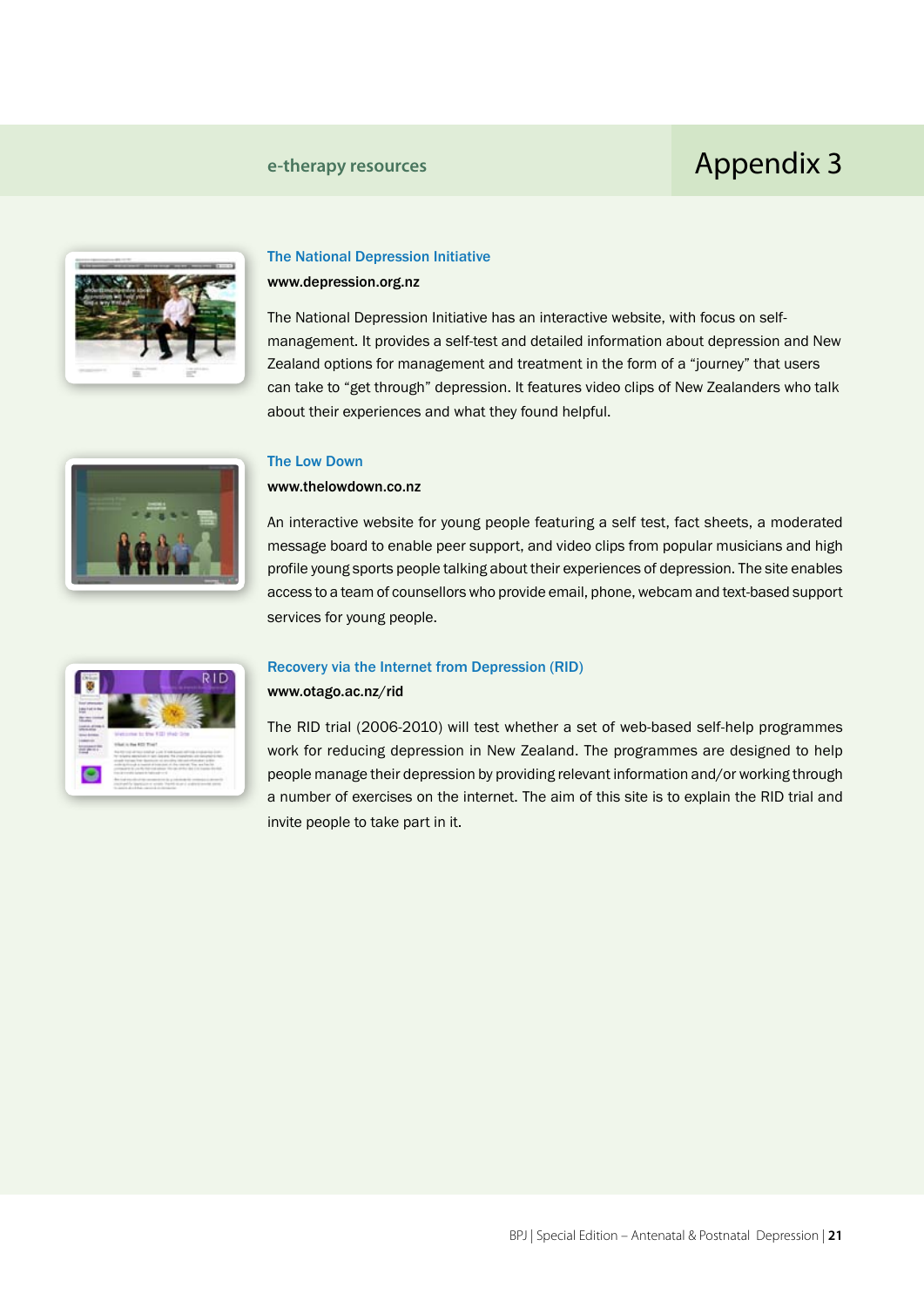# Appendix 3

## e-therapy resources

### The National Depression Initiative

**www.depression.org.nz**

The National Depression Initiative has an interactive website, with focus on self-management. It provides a self-test and detailed information about depression and New Zealand options for management and treatment in the form of a "journey" that users can take to "get through" depression. It features video clips of New Zealanders who talk about their experiences and what they found helpful.

### The Low Down

**www.thelowdown.co.nz**

An interactive website for young people featuring a self test, fact sheets, a moderated message board to enable peer support, and video clips from popular musicians and high profile young sports people talking about their experiences of depression. The site enables access to a team of counsellors who provide email, phone, webcam and text-based support services for young people.

### Recovery via the Internet from Depression (RID)

**www.otago.ac.nz/rid**

The RID trial (2006-2010) will test whether a set of web-based self-help programmes work for reducing depression in New Zealand. The programmes are designed to help people manage their depression by providing relevant information and/or working through a number of exercises on the internet. The aim of this site is to explain the RID trial and invite people to take part in it.